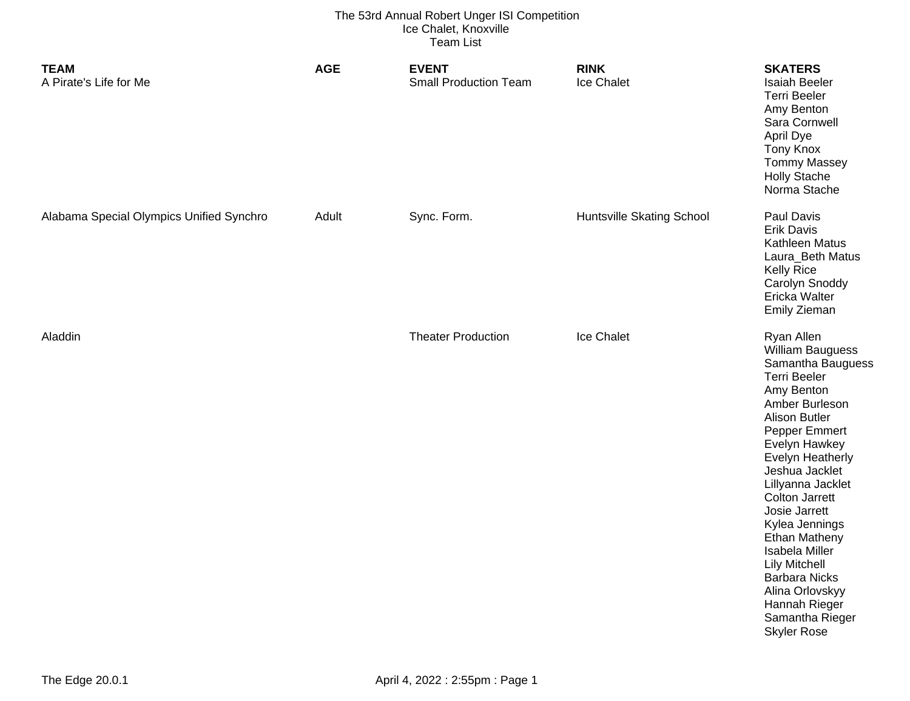The 53rd Annual Robert Unger ISI Competition
Ice Chalet, Knoxville
Team List

| TEAM | AGE | EVENT | RINK | SKATERS |
|---|---|---|---|---|
| A Pirate's Life for Me | | Small Production Team | Ice Chalet | Isaiah Beeler<br>Terri Beeler<br>Amy Benton<br>Sara Cornwell<br>April Dye<br>Tony Knox<br>Tommy Massey<br>Holly Stache<br>Norma Stache |
| Alabama Special Olympics Unified Synchro | Adult | Sync. Form. | Huntsville Skating School | Paul Davis<br>Erik Davis<br>Kathleen Matus<br>Laura_Beth Matus<br>Kelly Rice<br>Carolyn Snoddy<br>Ericka Walter<br>Emily Zieman |
| Aladdin | | Theater Production | Ice Chalet | Ryan Allen<br>William Bauguess<br>Samantha Bauguess<br>Terri Beeler<br>Amy Benton<br>Amber Burleson<br>Alison Butler<br>Pepper Emmert<br>Evelyn Hawkey<br>Evelyn Heatherly<br>Jeshua Jacklet<br>Lillyanna Jacklet<br>Colton Jarrett<br>Josie Jarrett<br>Kylea Jennings<br>Ethan Matheny<br>Isabela Miller<br>Lily Mitchell<br>Barbara Nicks<br>Alina Orlovskyy<br>Hannah Rieger<br>Samantha Rieger<br>Skyler Rose |

The Edge 20.0.1 April 4, 2022 : 2:55pm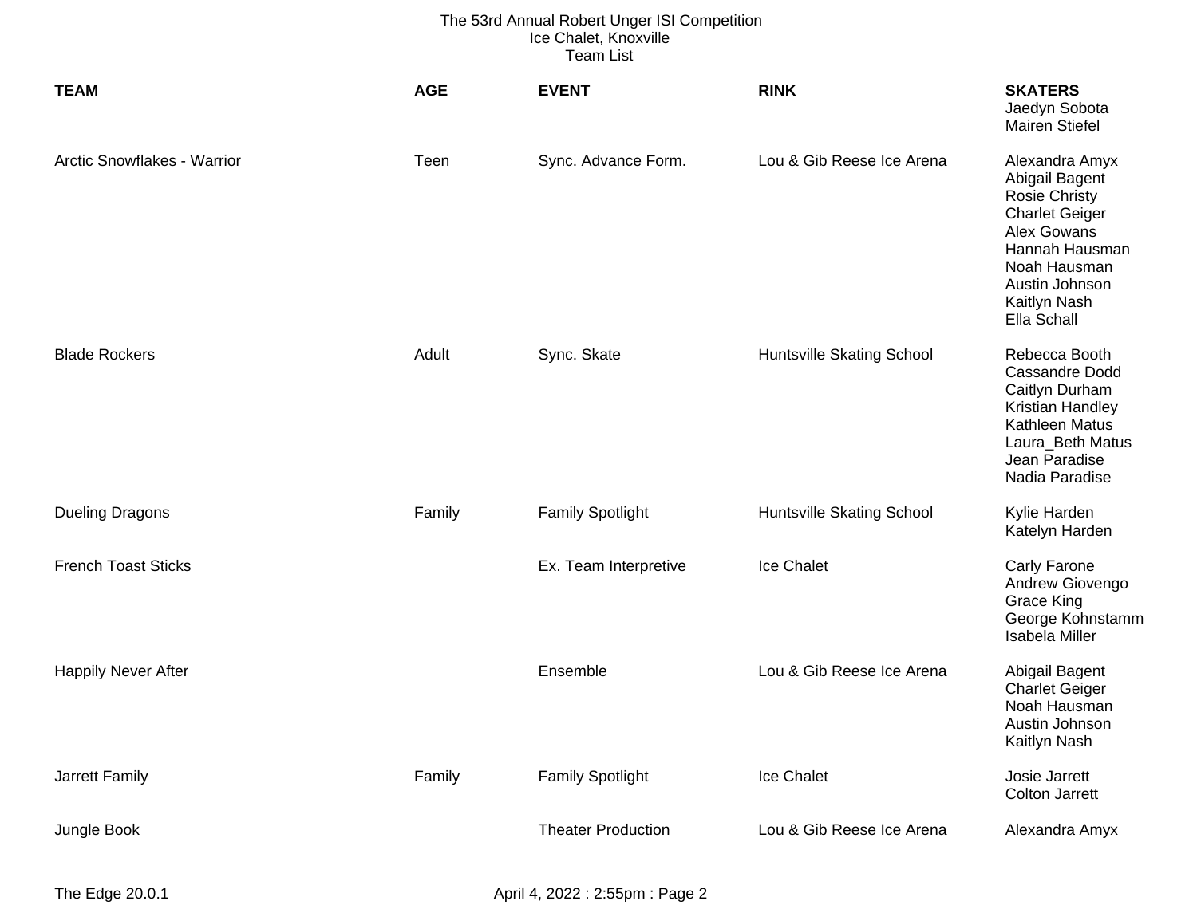The 53rd Annual Robert Unger ISI Competition
Ice Chalet, Knoxville
Team List

| TEAM | AGE | EVENT | RINK | SKATERS |
| --- | --- | --- | --- | --- |
| | | | | Jaedyn Sobota<br>Mairen Stiefel |
| Arctic Snowflakes - Warrior | Teen | Sync. Advance Form. | Lou & Gib Reese Ice Arena | Alexandra Amyx<br>Abigail Bagent<br>Rosie Christy<br>Charlet Geiger<br>Alex Gowans<br>Hannah Hausman<br>Noah Hausman<br>Austin Johnson<br>Kaitlyn Nash<br>Ella Schall |
| Blade Rockers | Adult | Sync. Skate | Huntsville Skating School | Rebecca Booth<br>Cassandre Dodd<br>Caitlyn Durham<br>Kristian Handley<br>Kathleen Matus<br>Laura_Beth Matus<br>Jean Paradise<br>Nadia Paradise |
| Dueling Dragons | Family | Family Spotlight | Huntsville Skating School | Kylie Harden<br>Katelyn Harden |
| French Toast Sticks | | Ex. Team Interpretive | Ice Chalet | Carly Farone<br>Andrew Giovengo<br>Grace King<br>George Kohnstamm<br>Isabela Miller |
| Happily Never After | | Ensemble | Lou & Gib Reese Ice Arena | Abigail Bagent<br>Charlet Geiger<br>Noah Hausman<br>Austin Johnson<br>Kaitlyn Nash |
| Jarrett Family | Family | Family Spotlight | Ice Chalet | Josie Jarrett<br>Colton Jarrett |
| Jungle Book | | Theater Production | Lou & Gib Reese Ice Arena | Alexandra Amyx |

The Edge 20.0.1 April 4, 2022 : 2:55pm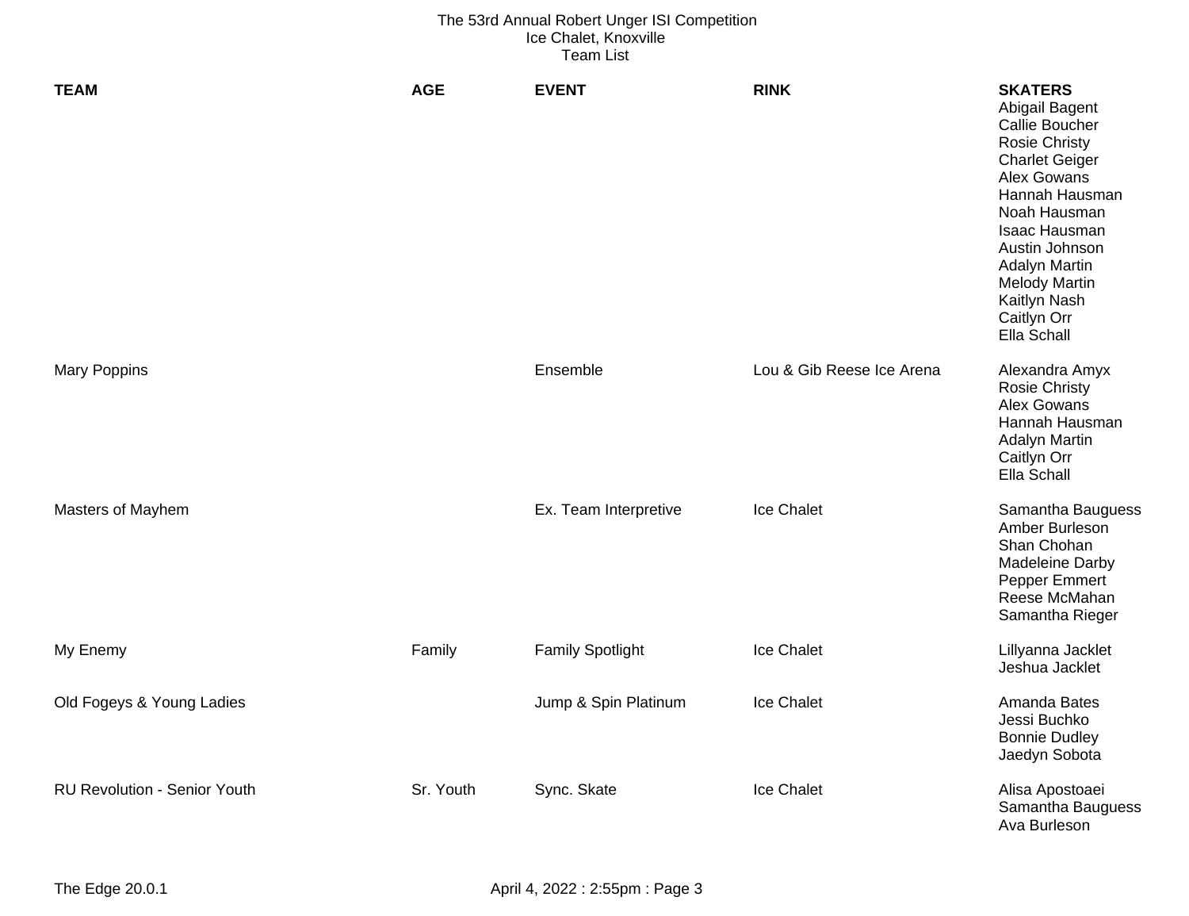The 53rd Annual Robert Unger ISI Competition
Ice Chalet, Knoxville
Team List

| TEAM | AGE | EVENT | RINK | SKATERS |
|---|---|---|---|---|
| | | | | Abigail Bagent<br>Callie Boucher<br>Rosie Christy<br>Charlet Geiger<br>Alex Gowans<br>Hannah Hausman<br>Noah Hausman<br>Isaac Hausman<br>Austin Johnson<br>Adalyn Martin<br>Melody Martin<br>Kaitlyn Nash<br>Caitlyn Orr<br>Ella Schall |
| Mary Poppins | | Ensemble | Lou & Gib Reese Ice Arena | Alexandra Amyx<br>Rosie Christy<br>Alex Gowans<br>Hannah Hausman<br>Adalyn Martin<br>Caitlyn Orr<br>Ella Schall |
| Masters of Mayhem | | Ex. Team Interpretive | Ice Chalet | Samantha Bauguess<br>Amber Burleson<br>Shan Chohan<br>Madeleine Darby<br>Pepper Emmert<br>Reese McMahan<br>Samantha Rieger |
| My Enemy | Family | Family Spotlight | Ice Chalet | Lillyanna Jacklet<br>Jeshua Jacklet |
| Old Fogeys & Young Ladies | | Jump & Spin Platinum | Ice Chalet | Amanda Bates<br>Jessi Buchko<br>Bonnie Dudley<br>Jaedyn Sobota |
| RU Revolution - Senior Youth | Sr. Youth | Sync. Skate | Ice Chalet | Alisa Apostoaei<br>Samantha Bauguess<br>Ava Burleson |

The Edge 20.0.1 April 4, 2022 : 2:55pm : Page 3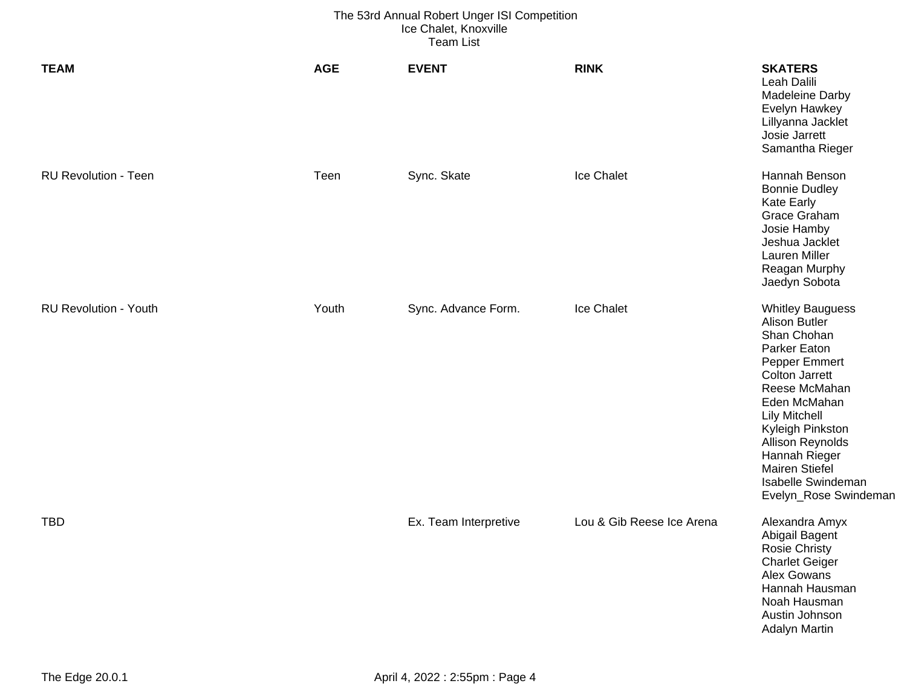The 53rd Annual Robert Unger ISI Competition
Ice Chalet, Knoxville
Team List

| TEAM | AGE | EVENT | RINK | SKATERS |
|---|---|---|---|---|
| | | | | Leah Dalili<br>Madeleine Darby<br>Evelyn Hawkey<br>Lillyanna Jacklet<br>Josie Jarrett<br>Samantha Rieger |
| RU Revolution - Teen | Teen | Sync. Skate | Ice Chalet | Hannah Benson<br>Bonnie Dudley<br>Kate Early<br>Grace Graham<br>Josie Hamby<br>Jeshua Jacklet<br>Lauren Miller<br>Reagan Murphy<br>Jaedyn Sobota |
| RU Revolution - Youth | Youth | Sync. Advance Form. | Ice Chalet | Whitley Bauguess<br>Alison Butler<br>Shan Chohan<br>Parker Eaton<br>Pepper Emmert<br>Colton Jarrett<br>Reese McMahan<br>Eden McMahan<br>Lily Mitchell<br>Kyleigh Pinkston<br>Allison Reynolds<br>Hannah Rieger<br>Mairen Stiefel<br>Isabelle Swindeman<br>Evelyn_Rose Swindeman |
| TBD | | Ex. Team Interpretive | Lou & Gib Reese Ice Arena | Alexandra Amyx<br>Abigail Bagent<br>Rosie Christy<br>Charlet Geiger<br>Alex Gowans<br>Hannah Hausman<br>Noah Hausman<br>Austin Johnson<br>Adalyn Martin |

The Edge 20.0.1 April 4, 2022 : 2:55pm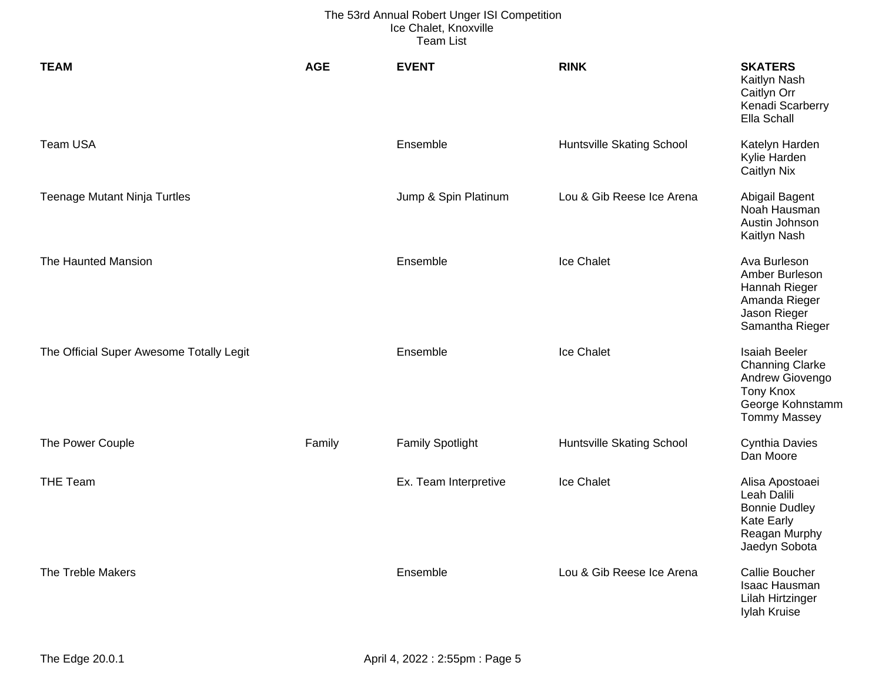The 53rd Annual Robert Unger ISI Competition
Ice Chalet, Knoxville
Team List

| TEAM | AGE | EVENT | RINK | SKATERS |
|---|---|---|---|---|
| | | | | Kaitlyn Nash<br>Caitlyn Orr<br>Kenadi Scarberry<br>Ella Schall |
| Team USA | | Ensemble | Huntsville Skating School | Katelyn Harden<br>Kylie Harden<br>Caitlyn Nix |
| Teenage Mutant Ninja Turtles | | Jump & Spin Platinum | Lou & Gib Reese Ice Arena | Abigail Bagent<br>Noah Hausman<br>Austin Johnson<br>Kaitlyn Nash |
| The Haunted Mansion | | Ensemble | Ice Chalet | Ava Burleson<br>Amber Burleson<br>Hannah Rieger<br>Amanda Rieger<br>Jason Rieger<br>Samantha Rieger |
| The Official Super Awesome Totally Legit | | Ensemble | Ice Chalet | Isaiah Beeler<br>Channing Clarke<br>Andrew Giovengo<br>Tony Knox<br>George Kohnstamm<br>Tommy Massey |
| The Power Couple | Family | Family Spotlight | Huntsville Skating School | Cynthia Davies<br>Dan Moore |
| THE Team | | Ex. Team Interpretive | Ice Chalet | Alisa Apostoaei<br>Leah Dalili<br>Bonnie Dudley<br>Kate Early<br>Reagan Murphy<br>Jaedyn Sobota |
| The Treble Makers | | Ensemble | Lou & Gib Reese Ice Arena | Callie Boucher<br>Isaac Hausman<br>Lilah Hirtzinger<br>Iylah Kruise |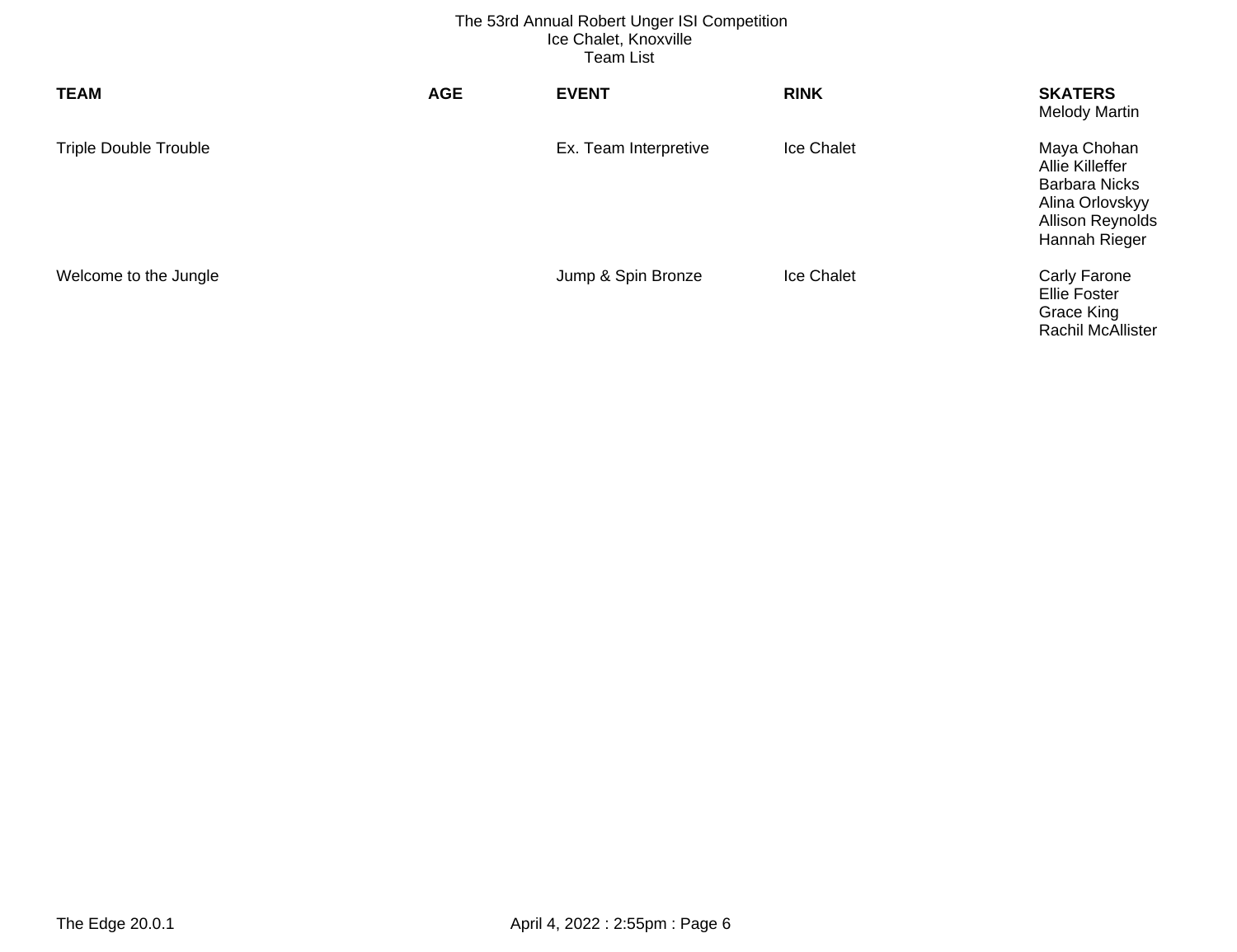The 53rd Annual Robert Unger ISI Competition
Ice Chalet, Knoxville
Team List

| TEAM | AGE | EVENT | RINK | SKATERS |
|---|---|---|---|---|
| | | | | Melody Martin |
| Triple Double Trouble | | Ex. Team Interpretive | Ice Chalet | Maya Chohan<br>Allie Killeffer<br>Barbara Nicks<br>Alina Orlovskyy<br>Allison Reynolds<br>Hannah Rieger |
| Welcome to the Jungle | | Jump & Spin Bronze | Ice Chalet | Carly Farone<br>Ellie Foster<br>Grace King<br>Rachil McAllister |

The Edge 20.0.1 April 4, 2022 : 2:55pm